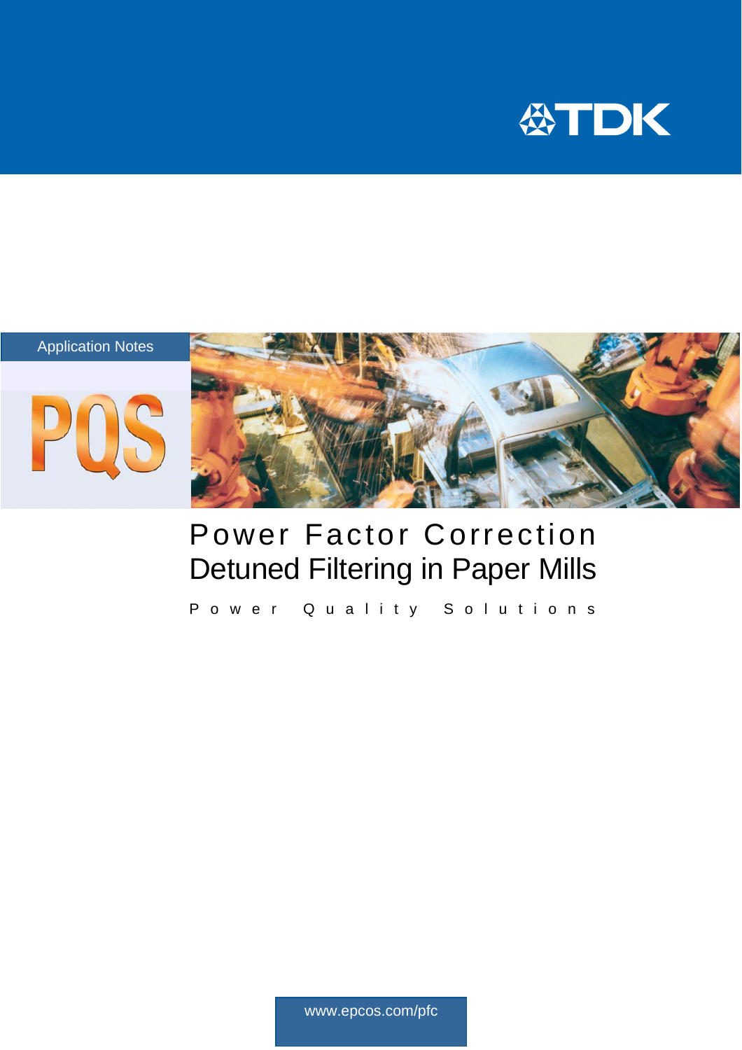TDK

Application Notes

PQS

# Power Factor Correction
## Detuned Filtering in Paper Mills

Power Quality Solutions

www.epcos.com/pfc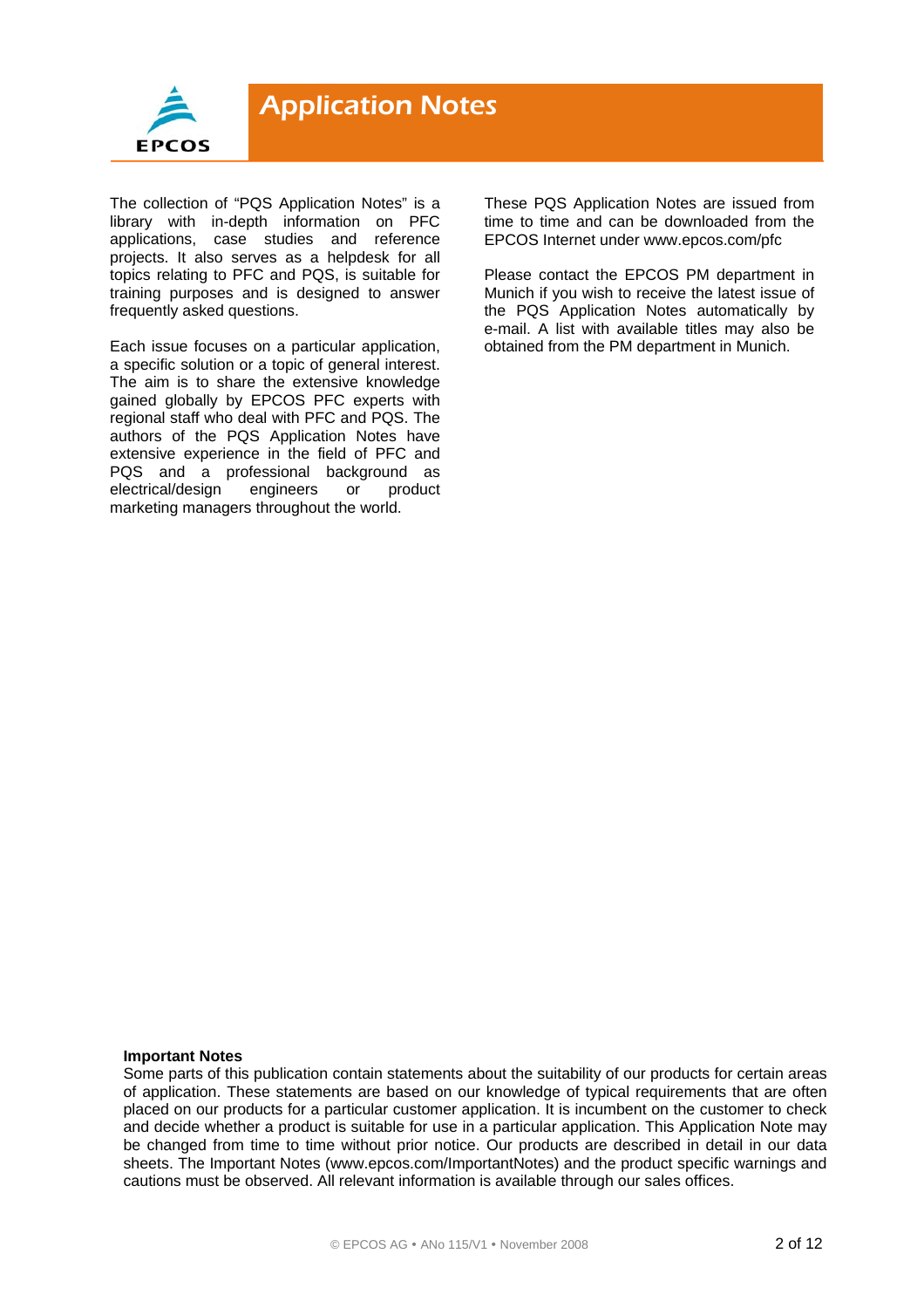# Application Notes

The collection of "PQS Application Notes" is a library with in-depth information on PFC applications, case studies and reference projects. It also serves as a helpdesk for all topics relating to PFC and PQS, is suitable for training purposes and is designed to answer frequently asked questions.

Each issue focuses on a particular application, a specific solution or a topic of general interest. The aim is to share the extensive knowledge gained globally by EPCOS PFC experts with regional staff who deal with PFC and PQS. The authors of the PQS Application Notes have extensive experience in the field of PFC and PQS and a professional background as electrical/design engineers or product marketing managers throughout the world.

These PQS Application Notes are issued from time to time and can be downloaded from the EPCOS Internet under www.epcos.com/pfc

Please contact the EPCOS PM department in Munich if you wish to receive the latest issue of the PQS Application Notes automatically by e-mail. A list with available titles may also be obtained from the PM department in Munich.

**Important Notes**
Some parts of this publication contain statements about the suitability of our products for certain areas of application. These statements are based on our knowledge of typical requirements that are often placed on our products for a particular customer application. It is incumbent on the customer to check and decide whether a product is suitable for use in a particular application. This Application Note may be changed from time to time without prior notice. Our products are described in detail in our data sheets. The Important Notes (www.epcos.com/ImportantNotes) and the product specific warnings and cautions must be observed. All relevant information is available through our sales offices.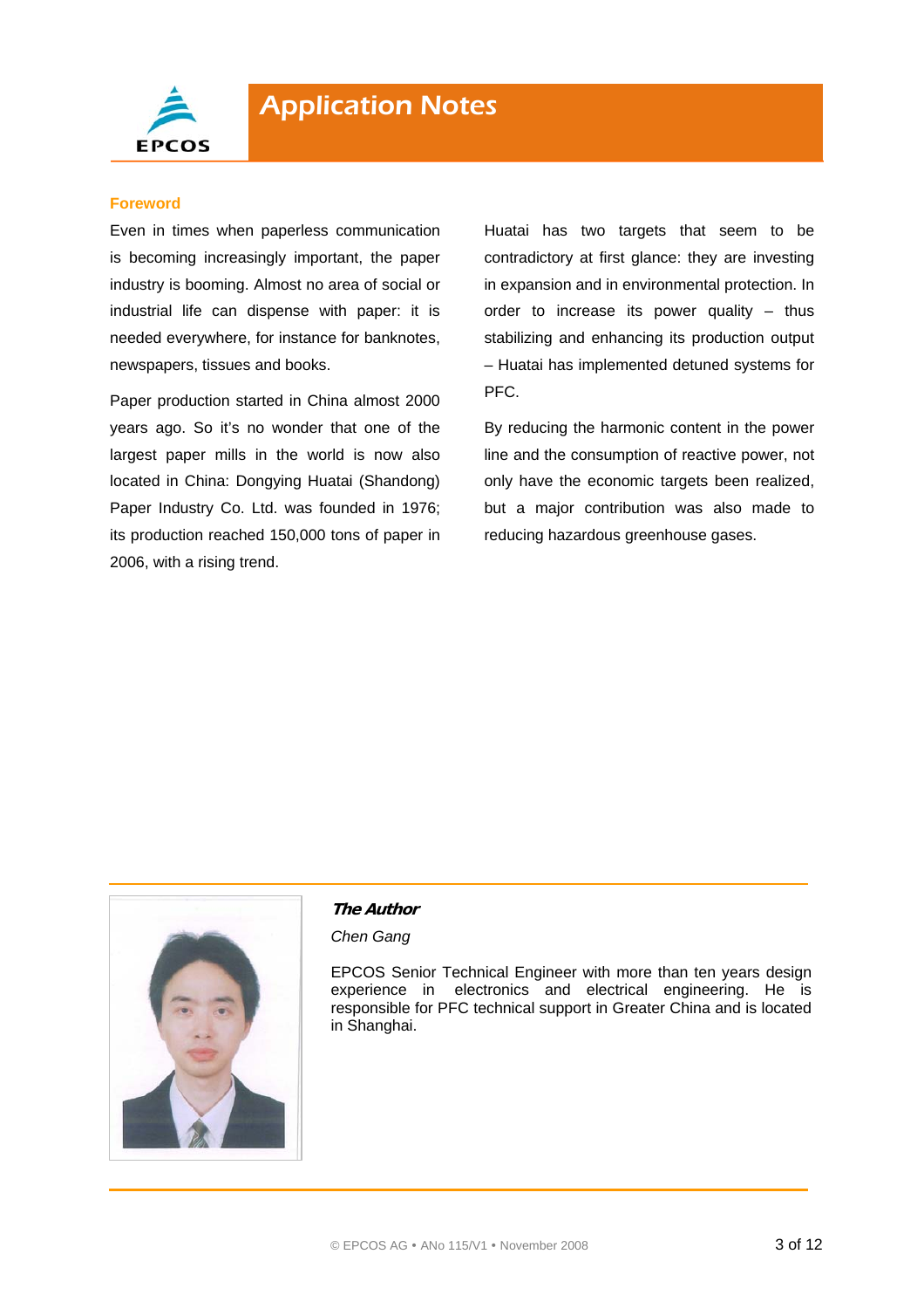## Foreword

Even in times when paperless communication is becoming increasingly important, the paper industry is booming. Almost no area of social or industrial life can dispense with paper: it is needed everywhere, for instance for banknotes, newspapers, tissues and books.

Paper production started in China almost 2000 years ago. So it's no wonder that one of the largest paper mills in the world is now also located in China: Dongying Huatai (Shandong) Paper Industry Co. Ltd. was founded in 1976; its production reached 150,000 tons of paper in 2006, with a rising trend.

Huatai has two targets that seem to be contradictory at first glance: they are investing in expansion and in environmental protection. In order to increase its power quality – thus stabilizing and enhancing its production output – Huatai has implemented detuned systems for PFC.

By reducing the harmonic content in the power line and the consumption of reactive power, not only have the economic targets been realized, but a major contribution was also made to reducing hazardous greenhouse gases.

---

***The Author***

*Chen Gang*

EPCOS Senior Technical Engineer with more than ten years design experience in electronics and electrical engineering. He is responsible for PFC technical support in Greater China and is located in Shanghai.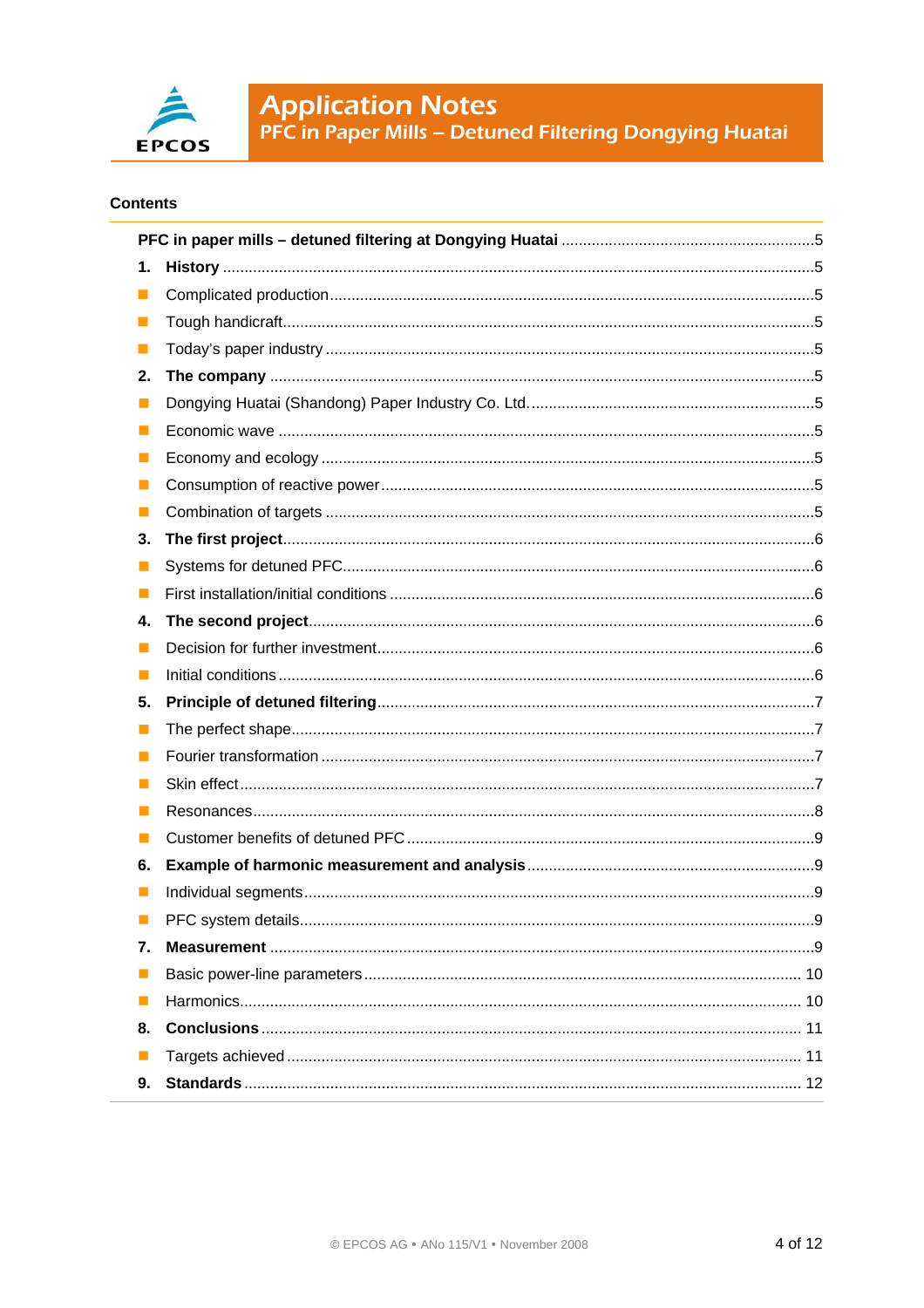**Contents**

| | | |
|---|---|---|
| **PFC in paper mills – detuned filtering at Dongying Huatai** | | 5 |
| **1.** | **History** | 5 |
| ■ | Complicated production | 5 |
| ■ | Tough handicraft | 5 |
| ■ | Today's paper industry | 5 |
| **2.** | **The company** | 5 |
| ■ | Dongying Huatai (Shandong) Paper Industry Co. Ltd. | 5 |
| ■ | Economic wave | 5 |
| ■ | Economy and ecology | 5 |
| ■ | Consumption of reactive power | 5 |
| ■ | Combination of targets | 5 |
| **3.** | **The first project** | 6 |
| ■ | Systems for detuned PFC | 6 |
| ■ | First installation/initial conditions | 6 |
| **4.** | **The second project** | 6 |
| ■ | Decision for further investment | 6 |
| ■ | Initial conditions | 6 |
| **5.** | **Principle of detuned filtering** | 7 |
| ■ | The perfect shape | 7 |
| ■ | Fourier transformation | 7 |
| ■ | Skin effect | 7 |
| ■ | Resonances | 8 |
| ■ | Customer benefits of detuned PFC | 9 |
| **6.** | **Example of harmonic measurement and analysis** | 9 |
| ■ | Individual segments | 9 |
| ■ | PFC system details | 9 |
| **7.** | **Measurement** | 9 |
| ■ | Basic power-line parameters | 10 |
| ■ | Harmonics | 10 |
| **8.** | **Conclusions** | 11 |
| ■ | Targets achieved | 11 |
| **9.** | **Standards** | 12 |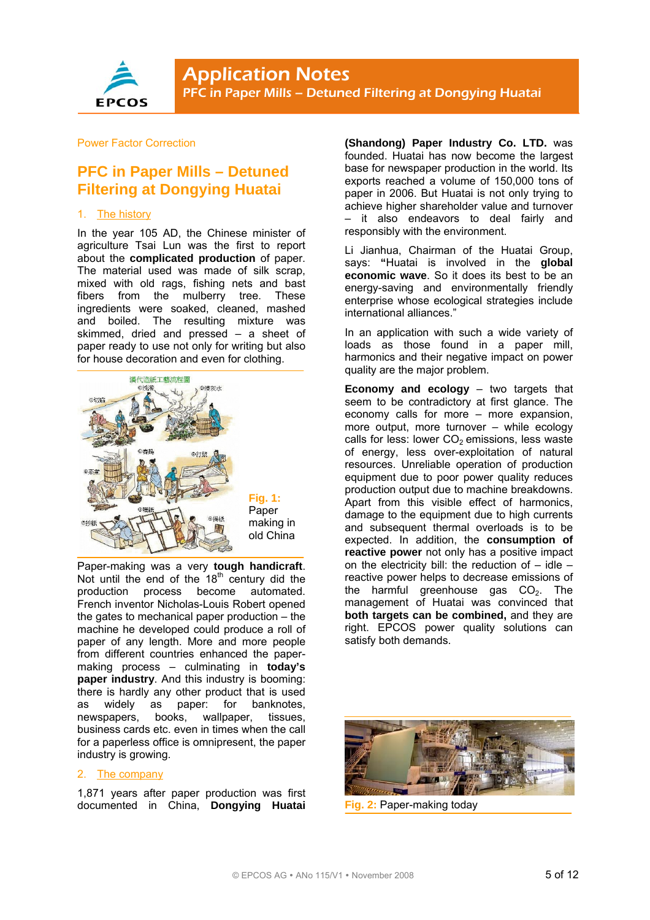Power Factor Correction

# PFC in Paper Mills – Detuned Filtering at Dongying Huatai

## 1. The history

In the year 105 AD, the Chinese minister of agriculture Tsai Lun was the first to report about the **complicated production** of paper. The material used was made of silk scrap, mixed with old rags, fishing nets and bast fibers from the mulberry tree. These ingredients were soaked, cleaned, mashed and boiled. The resulting mixture was skimmed, dried and pressed – a sheet of paper ready to use not only for writing but also for house decoration and even for clothing.

**Fig. 1:** Paper making in old China

Paper-making was a very **tough handicraft**. Not until the end of the 18th century did the production process become automated. French inventor Nicholas-Louis Robert opened the gates to mechanical paper production – the machine he developed could produce a roll of paper of any length. More and more people from different countries enhanced the paper-making process – culminating in **today's paper industry**. And this industry is booming: there is hardly any other product that is used as widely as paper: for banknotes, newspapers, books, wallpaper, tissues, business cards etc. even in times when the call for a paperless office is omnipresent, the paper industry is growing.

## 2. The company

1,871 years after paper production was first documented in China, **Dongying Huatai (Shandong) Paper Industry Co. LTD.** was founded. Huatai has now become the largest base for newspaper production in the world. Its exports reached a volume of 150,000 tons of paper in 2006. But Huatai is not only trying to achieve higher shareholder value and turnover – it also endeavors to deal fairly and responsibly with the environment.

Li Jianhua, Chairman of the Huatai Group, says: **"**Huatai is involved in the **global economic wave**. So it does its best to be an energy-saving and environmentally friendly enterprise whose ecological strategies include international alliances."

In an application with such a wide variety of loads as those found in a paper mill, harmonics and their negative impact on power quality are the major problem.

**Economy and ecology** – two targets that seem to be contradictory at first glance. The economy calls for more – more expansion, more output, more turnover – while ecology calls for less: lower $CO_2$ emissions, less waste of energy, less over-exploitation of natural resources. Unreliable operation of production equipment due to poor power quality reduces production output due to machine breakdowns. Apart from this visible effect of harmonics, damage to the equipment due to high currents and subsequent thermal overloads is to be expected. In addition, the **consumption of reactive power** not only has a positive impact on the electricity bill: the reduction of – idle – reactive power helps to decrease emissions of the harmful greenhouse gas $CO_2$. The management of Huatai was convinced that **both targets can be combined,** and they are right. EPCOS power quality solutions can satisfy both demands.

**Fig. 2:** Paper-making today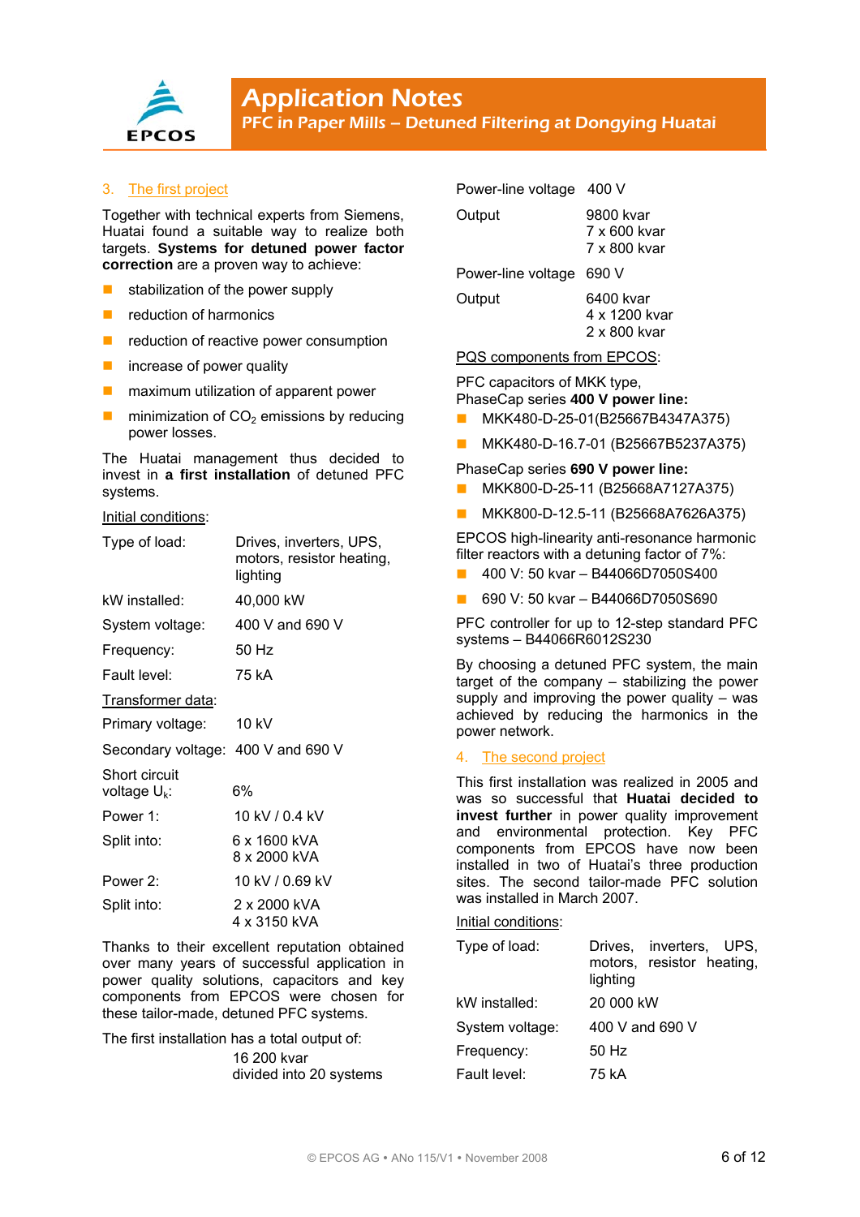## 3. The first project

Together with technical experts from Siemens, Huatai found a suitable way to realize both targets. **Systems for detuned power factor correction** are a proven way to achieve:

- stabilization of the power supply
- reduction of harmonics
- reduction of reactive power consumption
- increase of power quality
- maximum utilization of apparent power
- minimization of $CO_2$ emissions by reducing power losses.

The Huatai management thus decided to invest in **a first installation** of detuned PFC systems.

Initial conditions:

| | |
|---|---|
| Type of load: | Drives, inverters, UPS, motors, resistor heating, lighting |
| kW installed: | 40,000 kW |
| System voltage: | 400 V and 690 V |
| Frequency: | 50 Hz |
| Fault level: | 75 kA |

Transformer data:

| | |
|---|---|
| Primary voltage: | 10 kV |
| Secondary voltage: | 400 V and 690 V |
| Short circuit voltage $U_k$: | 6% |
| Power 1: | 10 kV / 0.4 kV |
| Split into: | 6 x 1600 kVA<br>8 x 2000 kVA |
| Power 2: | 10 kV / 0.69 kV |
| Split into: | 2 x 2000 kVA<br>4 x 3150 kVA |

Thanks to their excellent reputation obtained over many years of successful application in power quality solutions, capacitors and key components from EPCOS were chosen for these tailor-made, detuned PFC systems.

The first installation has a total output of:
16 200 kvar
divided into 20 systems

| | |
|---|---|
| Power-line voltage | 400 V |
| Output | 9800 kvar<br>7 x 600 kvar<br>7 x 800 kvar |
| Power-line voltage | 690 V |
| Output | 6400 kvar<br>4 x 1200 kvar<br>2 x 800 kvar |

PQS components from EPCOS:

PFC capacitors of MKK type,
PhaseCap series **400 V power line:**

- MKK480-D-25-01(B25667B4347A375)
- MKK480-D-16.7-01 (B25667B5237A375)

PhaseCap series **690 V power line:**

- MKK800-D-25-11 (B25668A7127A375)
- MKK800-D-12.5-11 (B25668A7626A375)

EPCOS high-linearity anti-resonance harmonic filter reactors with a detuning factor of 7%:

- 400 V: 50 kvar – B44066D7050S400
- 690 V: 50 kvar – B44066D7050S690

PFC controller for up to 12-step standard PFC systems – B44066R6012S230

By choosing a detuned PFC system, the main target of the company – stabilizing the power supply and improving the power quality – was achieved by reducing the harmonics in the power network.

## 4. The second project

This first installation was realized in 2005 and was so successful that **Huatai decided to invest further** in power quality improvement and environmental protection. Key PFC components from EPCOS have now been installed in two of Huatai's three production sites. The second tailor-made PFC solution was installed in March 2007.

Initial conditions:

| | |
|---|---|
| Type of load: | Drives, inverters, UPS, motors, resistor heating, lighting |
| kW installed: | 20 000 kW |
| System voltage: | 400 V and 690 V |
| Frequency: | 50 Hz |
| Fault level: | 75 kA |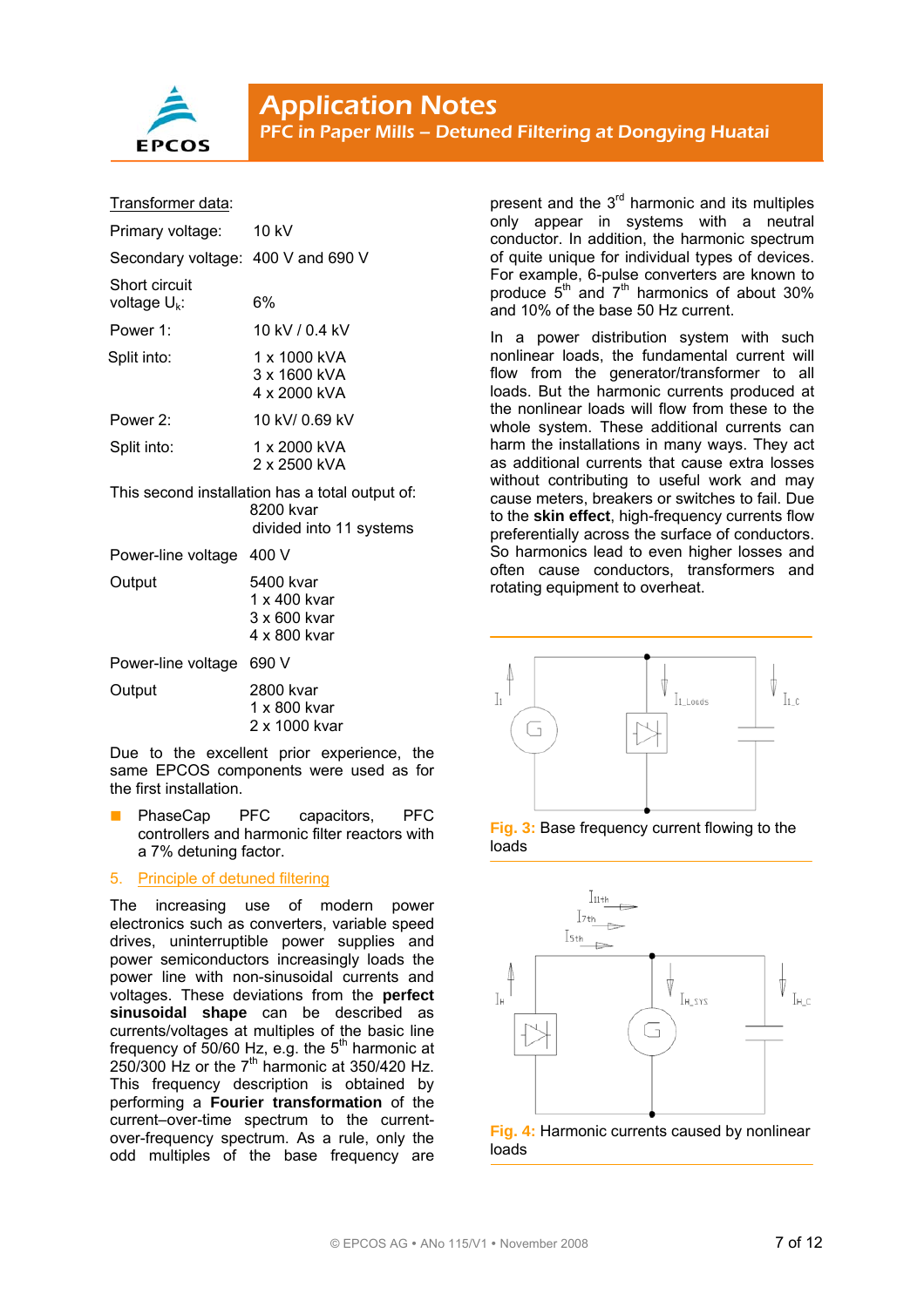Transformer data:

Primary voltage: 10 kV

Secondary voltage: 400 V and 690 V

Short circuit voltage $U_k$: 6%

Power 1: 10 kV / 0.4 kV

Split into: 1 x 1000 kVA
3 x 1600 kVA
4 x 2000 kVA

Power 2: 10 kV/ 0.69 kV

Split into: 1 x 2000 kVA
2 x 2500 kVA

This second installation has a total output of:
8200 kvar
divided into 11 systems

Power-line voltage 400 V

Output 5400 kvar
1 x 400 kvar
3 x 600 kvar
4 x 800 kvar

Power-line voltage 690 V

Output 2800 kvar
1 x 800 kvar
2 x 1000 kvar

Due to the excellent prior experience, the same EPCOS components were used as for the first installation.

- PhaseCap PFC capacitors, PFC controllers and harmonic filter reactors with a 7% detuning factor.

## 5. Principle of detuned filtering

The increasing use of modern power electronics such as converters, variable speed drives, uninterruptible power supplies and power semiconductors increasingly loads the power line with non-sinusoidal currents and voltages. These deviations from the **perfect sinusoidal shape** can be described as currents/voltages at multiples of the basic line frequency of 50/60 Hz, e.g. the 5th harmonic at 250/300 Hz or the 7th harmonic at 350/420 Hz. This frequency description is obtained by performing a **Fourier transformation** of the current–over-time spectrum to the current-over-frequency spectrum. As a rule, only the odd multiples of the base frequency are present and the 3rd harmonic and its multiples only appear in systems with a neutral conductor. In addition, the harmonic spectrum of quite unique for individual types of devices. For example, 6-pulse converters are known to produce 5th and 7th harmonics of about 30% and 10% of the base 50 Hz current.

In a power distribution system with such nonlinear loads, the fundamental current will flow from the generator/transformer to all loads. But the harmonic currents produced at the nonlinear loads will flow from these to the whole system. These additional currents can harm the installations in many ways. They act as additional currents that cause extra losses without contributing to useful work and may cause meters, breakers or switches to fail. Due to the **skin effect**, high-frequency currents flow preferentially across the surface of conductors. So harmonics lead to even higher losses and often cause conductors, transformers and rotating equipment to overheat.

**Fig. 3:** Base frequency current flowing to the loads

**Fig. 4:** Harmonic currents caused by nonlinear loads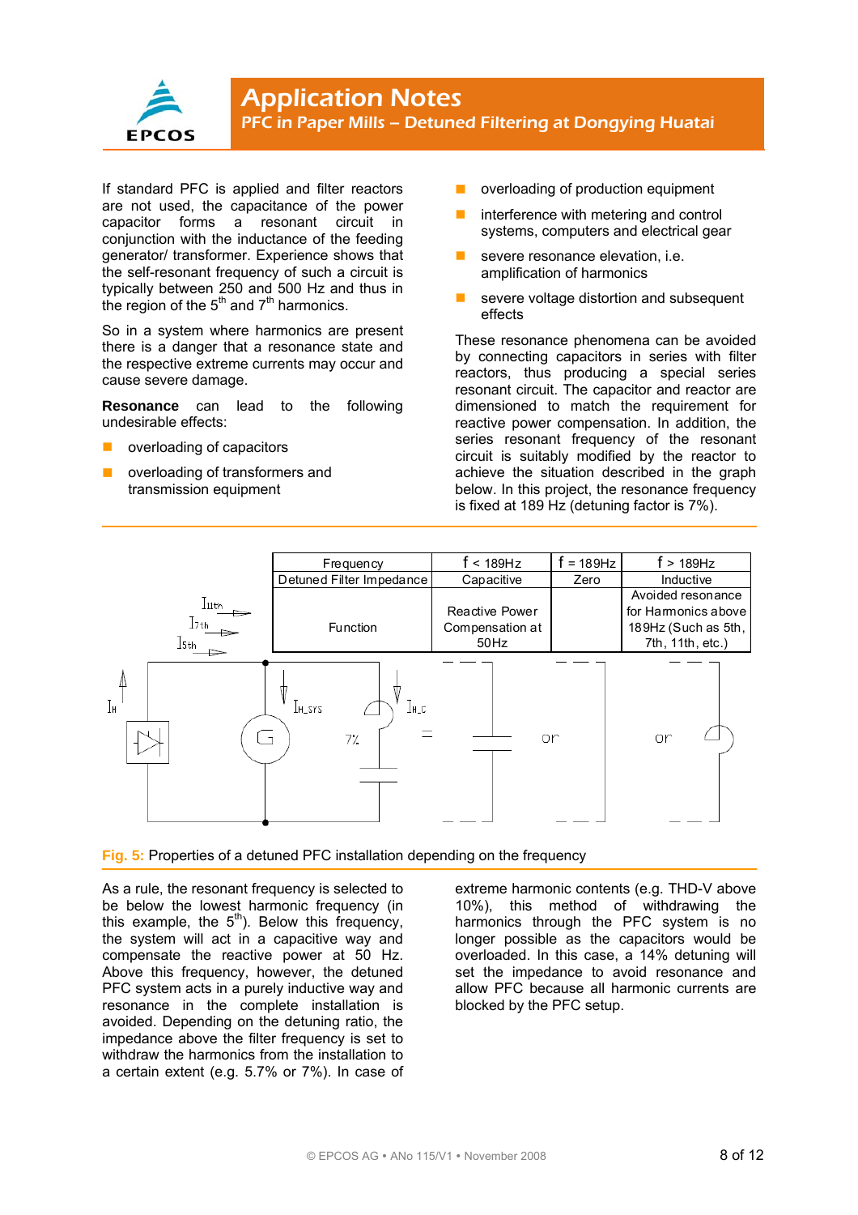If standard PFC is applied and filter reactors are not used, the capacitance of the power capacitor forms a resonant circuit in conjunction with the inductance of the feeding generator/ transformer. Experience shows that the self-resonant frequency of such a circuit is typically between 250 and 500 Hz and thus in the region of the 5th and 7th harmonics.

So in a system where harmonics are present there is a danger that a resonance state and the respective extreme currents may occur and cause severe damage.

**Resonance** can lead to the following undesirable effects:

- overloading of capacitors
- overloading of transformers and transmission equipment
- overloading of production equipment
- interference with metering and control systems, computers and electrical gear
- severe resonance elevation, i.e. amplification of harmonics
- severe voltage distortion and subsequent effects

These resonance phenomena can be avoided by connecting capacitors in series with filter reactors, thus producing a special series resonant circuit. The capacitor and reactor are dimensioned to match the requirement for reactive power compensation. In addition, the series resonant frequency of the resonant circuit is suitably modified by the reactor to achieve the situation described in the graph below. In this project, the resonance frequency is fixed at 189 Hz (detuning factor is 7%).

| Frequency | f < 189Hz | f = 189Hz | f > 189Hz |
|---|---|---|---|
| Detuned Filter Impedance | Capacitive | Zero | Inductive |
| Function | Reactive Power Compensation at 50Hz | | Avoided resonance for Harmonics above 189Hz (Such as 5th, 7th, 11th, etc.) |

Fig. 5: Properties of a detuned PFC installation depending on the frequency

As a rule, the resonant frequency is selected to be below the lowest harmonic frequency (in this example, the 5th). Below this frequency, the system will act in a capacitive way and compensate the reactive power at 50 Hz. Above this frequency, however, the detuned PFC system acts in a purely inductive way and resonance in the complete installation is avoided. Depending on the detuning ratio, the impedance above the filter frequency is set to withdraw the harmonics from the installation to a certain extent (e.g. 5.7% or 7%). In case of extreme harmonic contents (e.g. THD-V above 10%), this method of withdrawing the harmonics through the PFC system is no longer possible as the capacitors would be overloaded. In this case, a 14% detuning will set the impedance to avoid resonance and allow PFC because all harmonic currents are blocked by the PFC setup.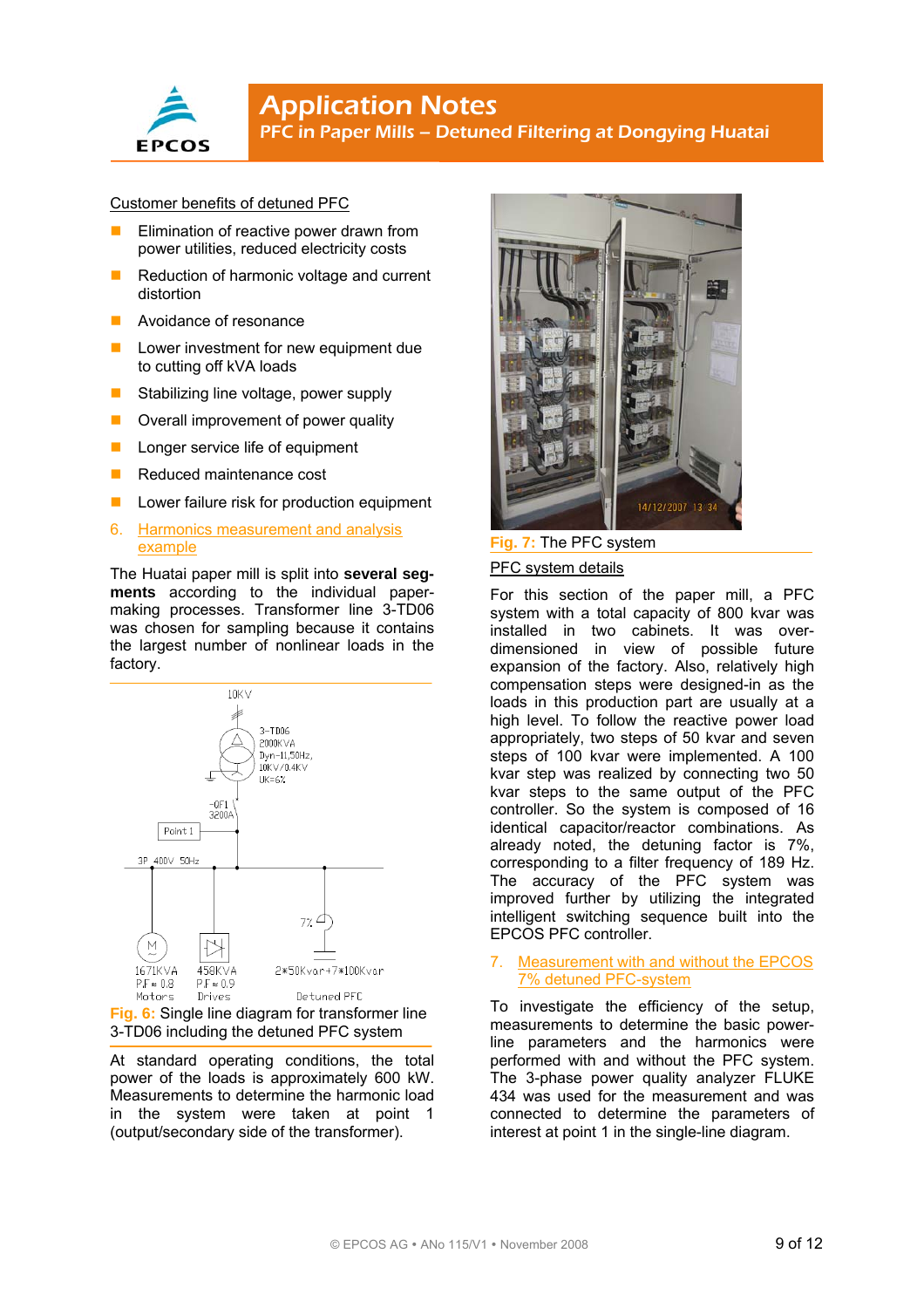Customer benefits of detuned PFC

- Elimination of reactive power drawn from power utilities, reduced electricity costs
- Reduction of harmonic voltage and current distortion
- Avoidance of resonance
- Lower investment for new equipment due to cutting off kVA loads
- Stabilizing line voltage, power supply
- Overall improvement of power quality
- Longer service life of equipment
- Reduced maintenance cost
- Lower failure risk for production equipment

## 6. Harmonics measurement and analysis example

The Huatai paper mill is split into **several segments** according to the individual paper-making processes. Transformer line 3-TD06 was chosen for sampling because it contains the largest number of nonlinear loads in the factory.

Fig. 6: Single line diagram for transformer line 3-TD06 including the detuned PFC system

At standard operating conditions, the total power of the loads is approximately 600 kW. Measurements to determine the harmonic load in the system were taken at point 1 (output/secondary side of the transformer).

Fig. 7: The PFC system

PFC system details

For this section of the paper mill, a PFC system with a total capacity of 800 kvar was installed in two cabinets. It was over-dimensioned in view of possible future expansion of the factory. Also, relatively high compensation steps were designed-in as the loads in this production part are usually at a high level. To follow the reactive power load appropriately, two steps of 50 kvar and seven steps of 100 kvar were implemented. A 100 kvar step was realized by connecting two 50 kvar steps to the same output of the PFC controller. So the system is composed of 16 identical capacitor/reactor combinations. As already noted, the detuning factor is 7%, corresponding to a filter frequency of 189 Hz. The accuracy of the PFC system was improved further by utilizing the integrated intelligent switching sequence built into the EPCOS PFC controller.

## 7. Measurement with and without the EPCOS 7% detuned PFC-system

To investigate the efficiency of the setup, measurements to determine the basic power-line parameters and the harmonics were performed with and without the PFC system. The 3-phase power quality analyzer FLUKE 434 was used for the measurement and was connected to determine the parameters of interest at point 1 in the single-line diagram.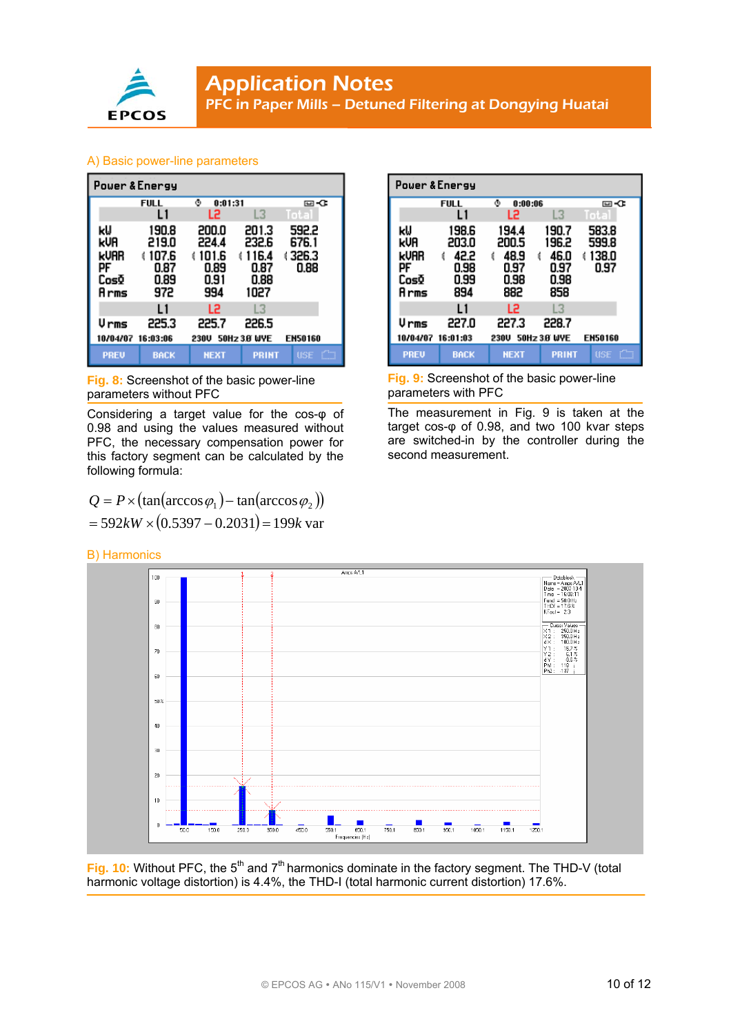## A) Basic power-line parameters

| Power & Energy | L1 | L2 | L3 | Total |
|---|---|---|---|---|
| kW | 190.8 | 200.0 | 201.3 | 592.2 |
| kVA | 219.0 | 224.4 | 232.6 | 676.1 |
| kVAR | 107.6 | 101.6 | 116.4 | 326.3 |
| PF | 0.87 | 0.89 | 0.87 | 0.88 |
| Cosφ | 0.89 | 0.91 | 0.88 | |
| A rms | 972 | 994 | 1027 | |
| V rms | 225.3 | 225.7 | 226.5 | |

**Fig. 8:** Screenshot of the basic power-line parameters without PFC

Considering a target value for the cos-φ of 0.98 and using the values measured without PFC, the necessary compensation power for this factory segment can be calculated by the following formula:

$$Q = P \times \left(\tan(\arccos\varphi_1) - \tan(\arccos\varphi_2)\right)$$
$$= 592kW \times (0.5397 - 0.2031) = 199k\,\text{var}$$

| Power & Energy | L1 | L2 | L3 | Total |
|---|---|---|---|---|
| kW | 198.6 | 194.4 | 190.7 | 583.8 |
| kVA | 203.0 | 200.5 | 196.2 | 599.8 |
| kVAR | 42.2 | 48.9 | 46.0 | 138.0 |
| PF | 0.98 | 0.97 | 0.97 | 0.97 |
| Cosφ | 0.99 | 0.98 | 0.98 | |
| A rms | 894 | 882 | 858 | |
| V rms | 227.0 | 227.3 | 228.7 | |

**Fig. 9:** Screenshot of the basic power-line parameters with PFC

The measurement in Fig. 9 is taken at the target cos-φ of 0.98, and two 100 kvar steps are switched-in by the controller during the second measurement.

## B) Harmonics

**Fig. 10:** Without PFC, the 5th and 7th harmonics dominate in the factory segment. The THD-V (total harmonic voltage distortion) is 4.4%, the THD-I (total harmonic current distortion) 17.6%.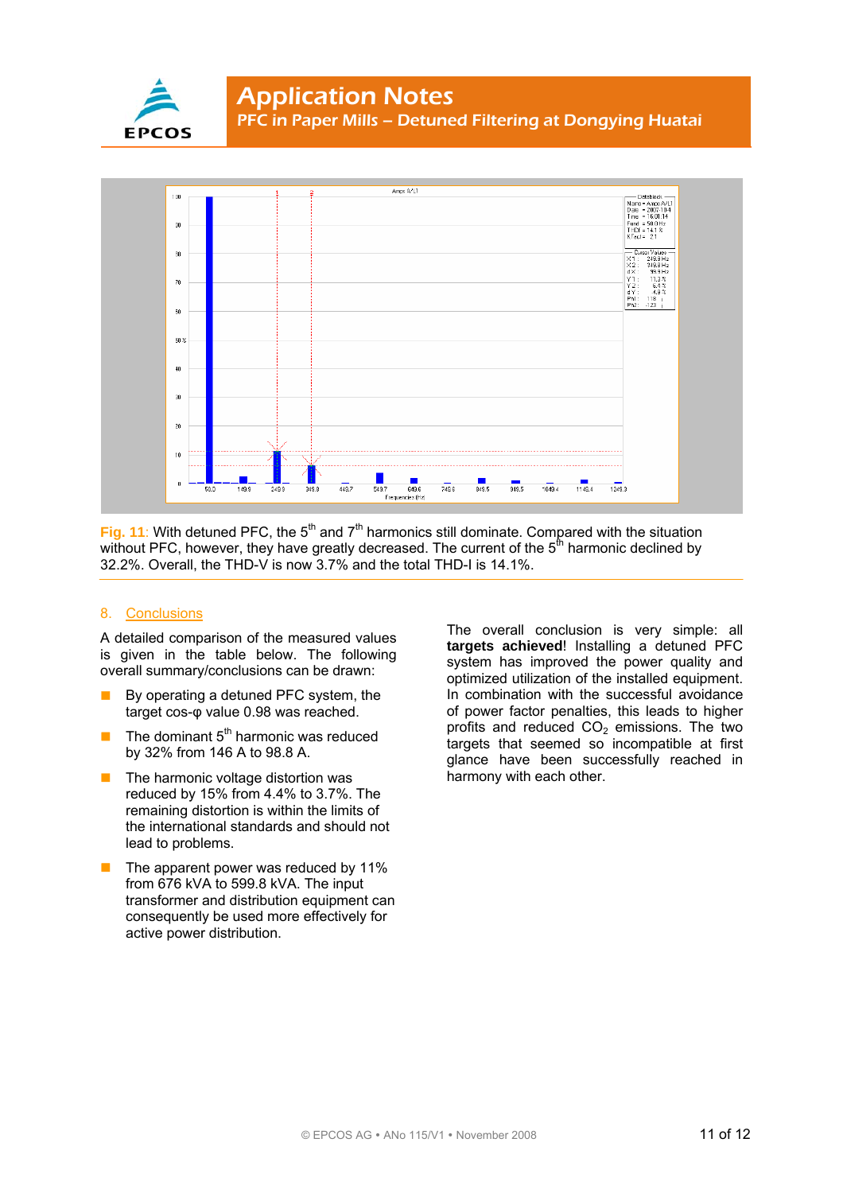**Fig. 11**: With detuned PFC, the 5th and 7th harmonics still dominate. Compared with the situation without PFC, however, they have greatly decreased. The current of the 5th harmonic declined by 32.2%. Overall, the THD-V is now 3.7% and the total THD-I is 14.1%.

## 8. Conclusions

A detailed comparison of the measured values is given in the table below. The following overall summary/conclusions can be drawn:

- By operating a detuned PFC system, the target cos-φ value 0.98 was reached.
- The dominant 5th harmonic was reduced by 32% from 146 A to 98.8 A.
- The harmonic voltage distortion was reduced by 15% from 4.4% to 3.7%. The remaining distortion is within the limits of the international standards and should not lead to problems.
- The apparent power was reduced by 11% from 676 kVA to 599.8 kVA. The input transformer and distribution equipment can consequently be used more effectively for active power distribution.

The overall conclusion is very simple: all **targets achieved**! Installing a detuned PFC system has improved the power quality and optimized utilization of the installed equipment. In combination with the successful avoidance of power factor penalties, this leads to higher profits and reduced $CO_2$ emissions. The two targets that seemed so incompatible at first glance have been successfully reached in harmony with each other.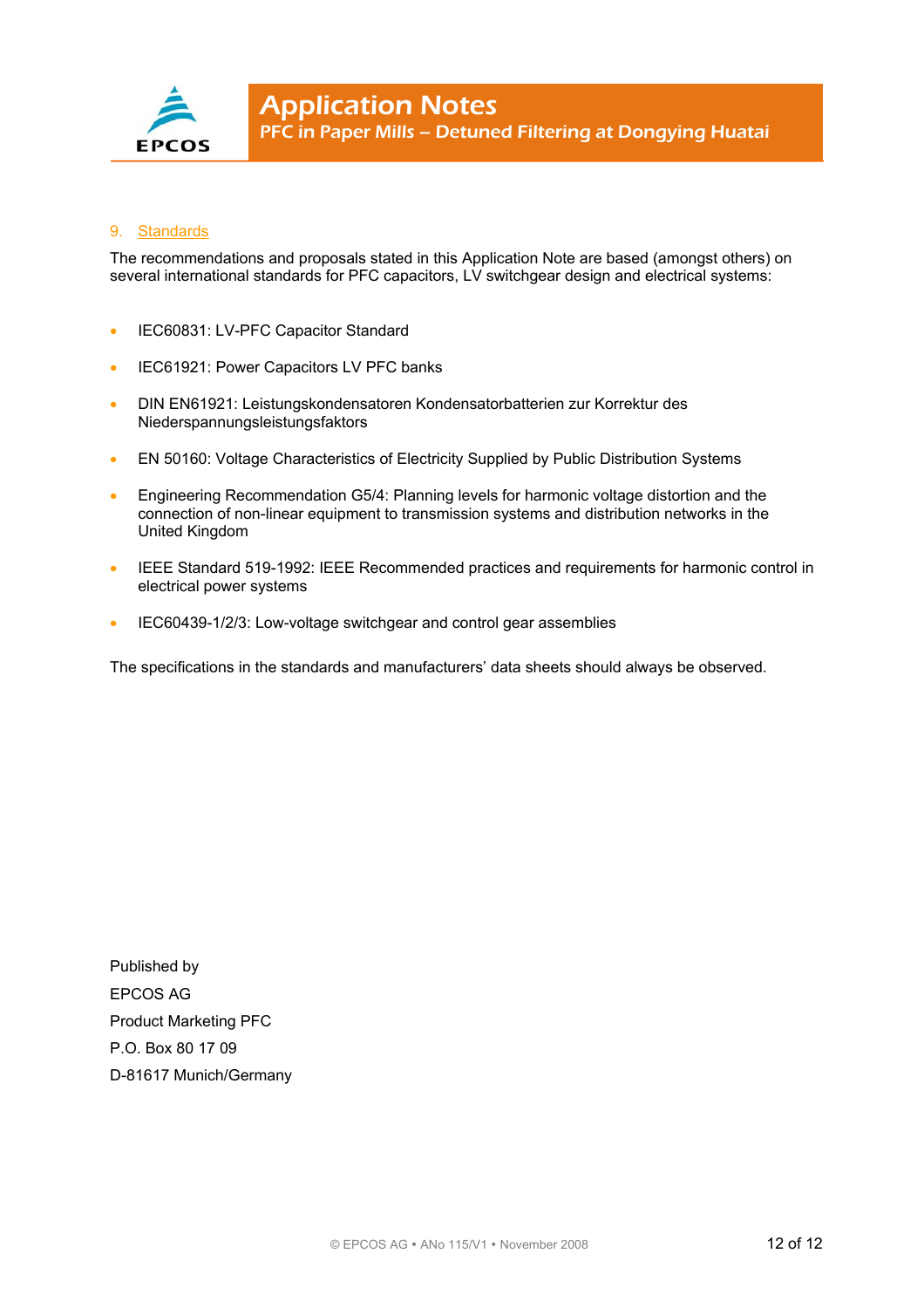## 9. Standards

The recommendations and proposals stated in this Application Note are based (amongst others) on several international standards for PFC capacitors, LV switchgear design and electrical systems:

- IEC60831: LV-PFC Capacitor Standard
- IEC61921: Power Capacitors LV PFC banks
- DIN EN61921: Leistungskondensatoren Kondensatorbatterien zur Korrektur des Niederspannungsleistungsfaktors
- EN 50160: Voltage Characteristics of Electricity Supplied by Public Distribution Systems
- Engineering Recommendation G5/4: Planning levels for harmonic voltage distortion and the connection of non-linear equipment to transmission systems and distribution networks in the United Kingdom
- IEEE Standard 519-1992: IEEE Recommended practices and requirements for harmonic control in electrical power systems
- IEC60439-1/2/3: Low-voltage switchgear and control gear assemblies

The specifications in the standards and manufacturers' data sheets should always be observed.

Published by

EPCOS AG

Product Marketing PFC

P.O. Box 80 17 09

D-81617 Munich/Germany